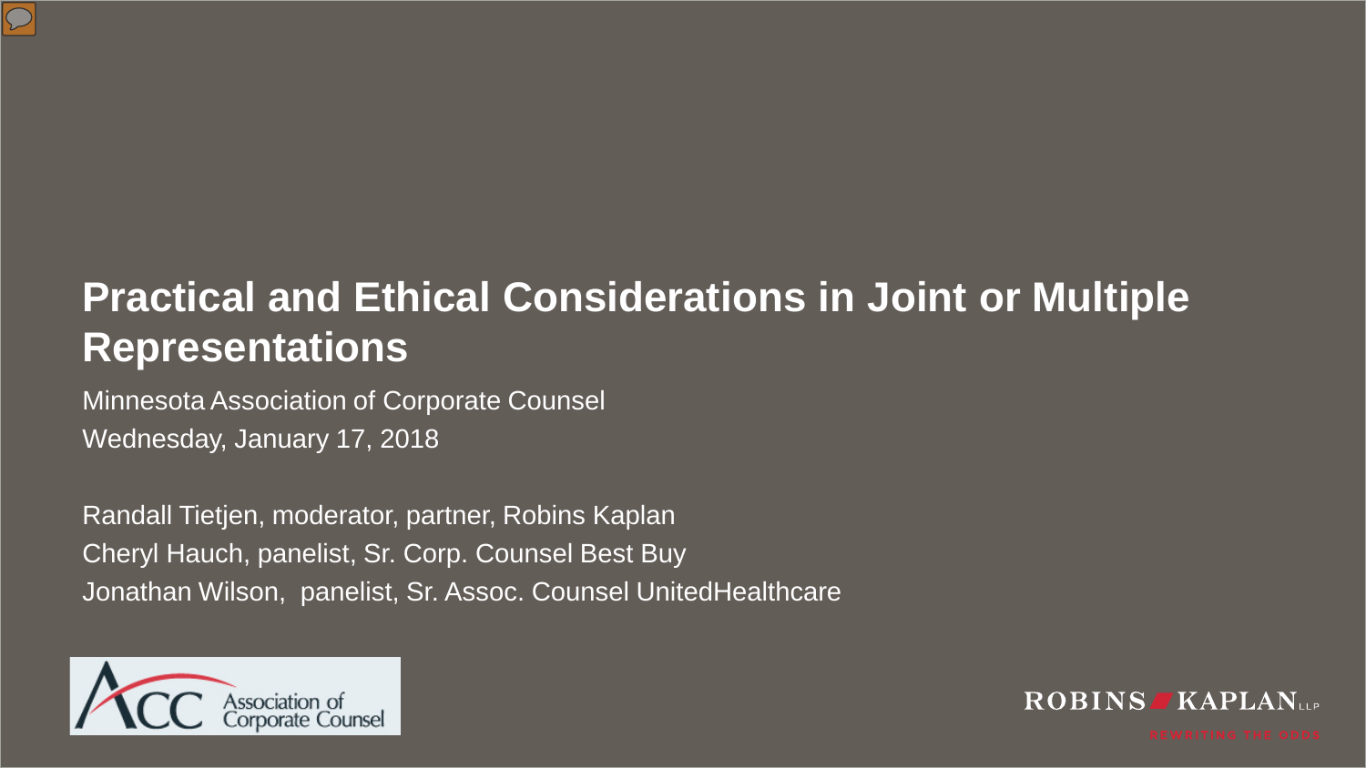# Practical and Ethical Considerations in Joint or Multiple Representations

Minnesota Association of Corporate Counsel

Wednesday, January 17, 2018

Randall Tietjen, moderator, partner, Robins Kaplan

Cheryl Hauch, panelist, Sr. Corp. Counsel Best Buy

Jonathan Wilson, panelist, Sr. Assoc. Counsel UnitedHealthcare

ACC Association of Corporate Counsel

ROBINS KAPLAN LLP

REWRITING THE ODDS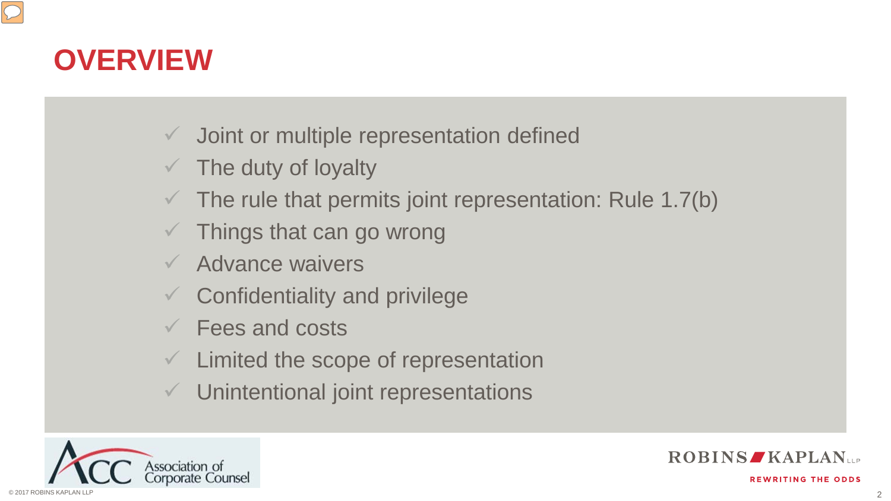# OVERVIEW

- ✓ Joint or multiple representation defined
- ✓ The duty of loyalty
- ✓ The rule that permits joint representation: Rule 1.7(b)
- ✓ Things that can go wrong
- ✓ Advance waivers
- ✓ Confidentiality and privilege
- ✓ Fees and costs
- ✓ Limited the scope of representation
- ✓ Unintentional joint representations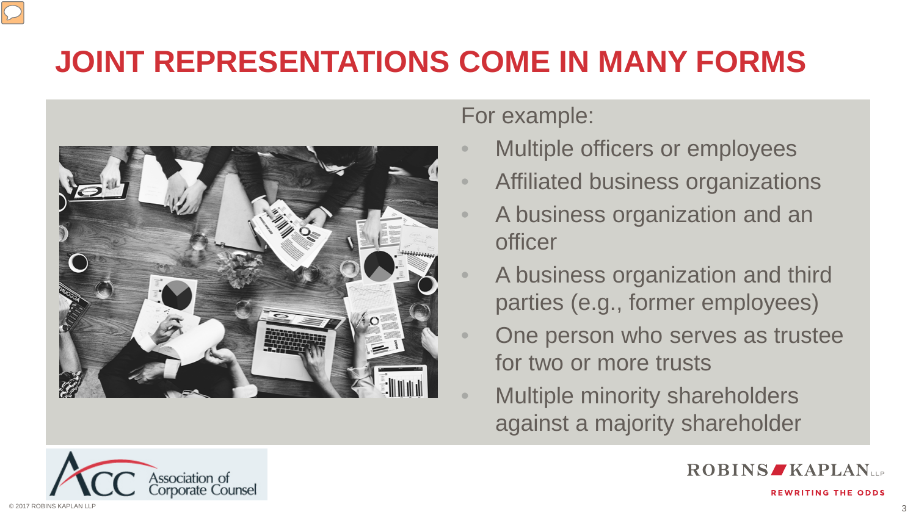# JOINT REPRESENTATIONS COME IN MANY FORMS

For example:

- Multiple officers or employees
- Affiliated business organizations
- A business organization and an officer
- A business organization and third parties (e.g., former employees)
- One person who serves as trustee for two or more trusts
- Multiple minority shareholders against a majority shareholder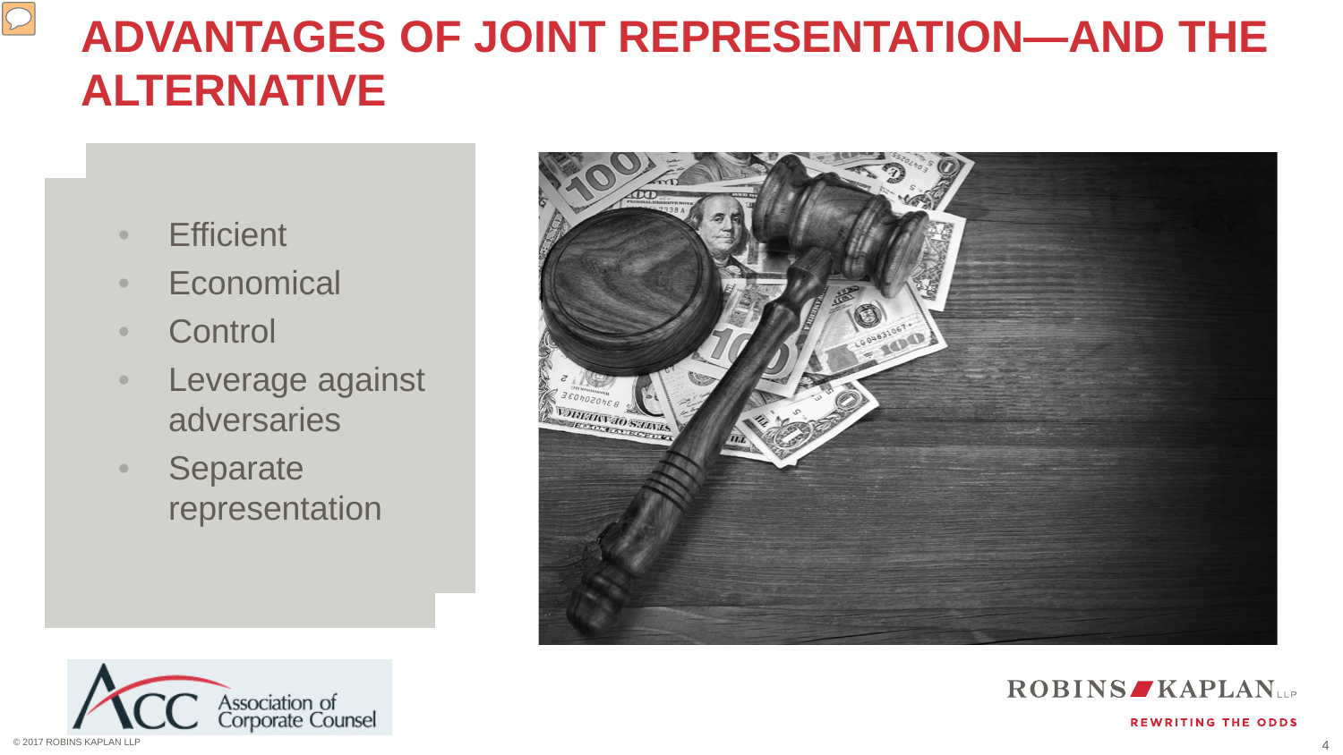# ADVANTAGES OF JOINT REPRESENTATION—AND THE ALTERNATIVE

- Efficient
- Economical
- Control
- Leverage against adversaries
- Separate representation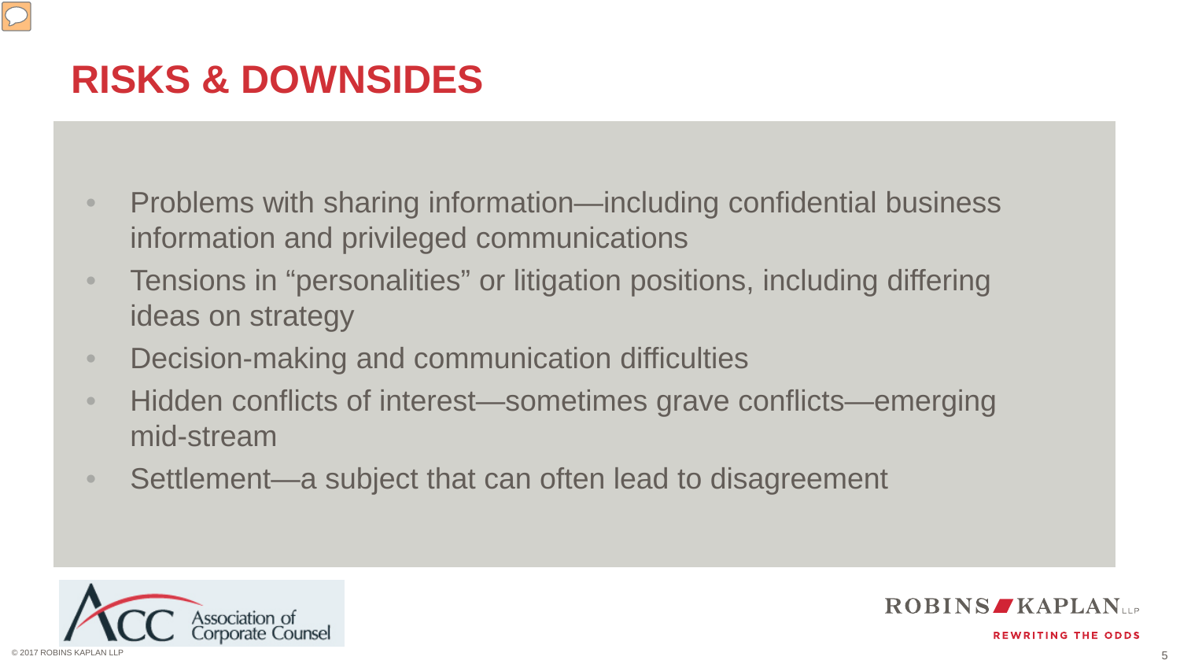# RISKS & DOWNSIDES

- Problems with sharing information—including confidential business information and privileged communications
- Tensions in "personalities" or litigation positions, including differing ideas on strategy
- Decision-making and communication difficulties
- Hidden conflicts of interest—sometimes grave conflicts—emerging mid-stream
- Settlement—a subject that can often lead to disagreement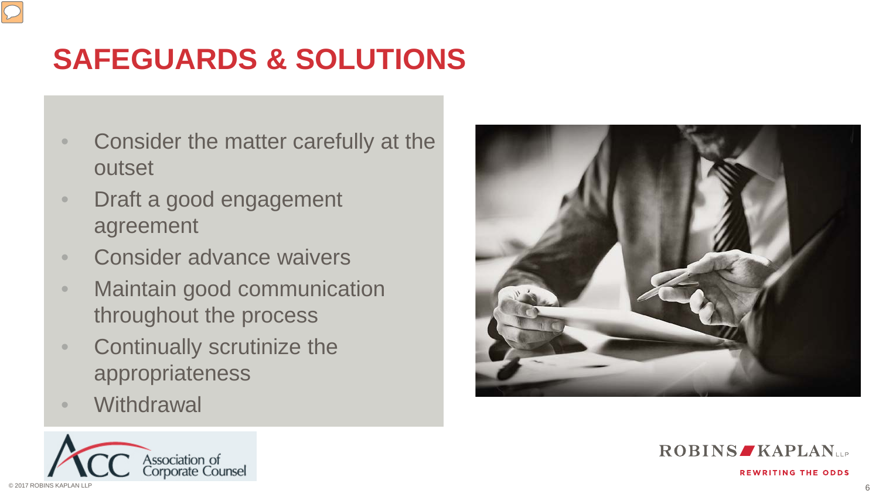# SAFEGUARDS & SOLUTIONS

- Consider the matter carefully at the outset
- Draft a good engagement agreement
- Consider advance waivers
- Maintain good communication throughout the process
- Continually scrutinize the appropriateness
- Withdrawal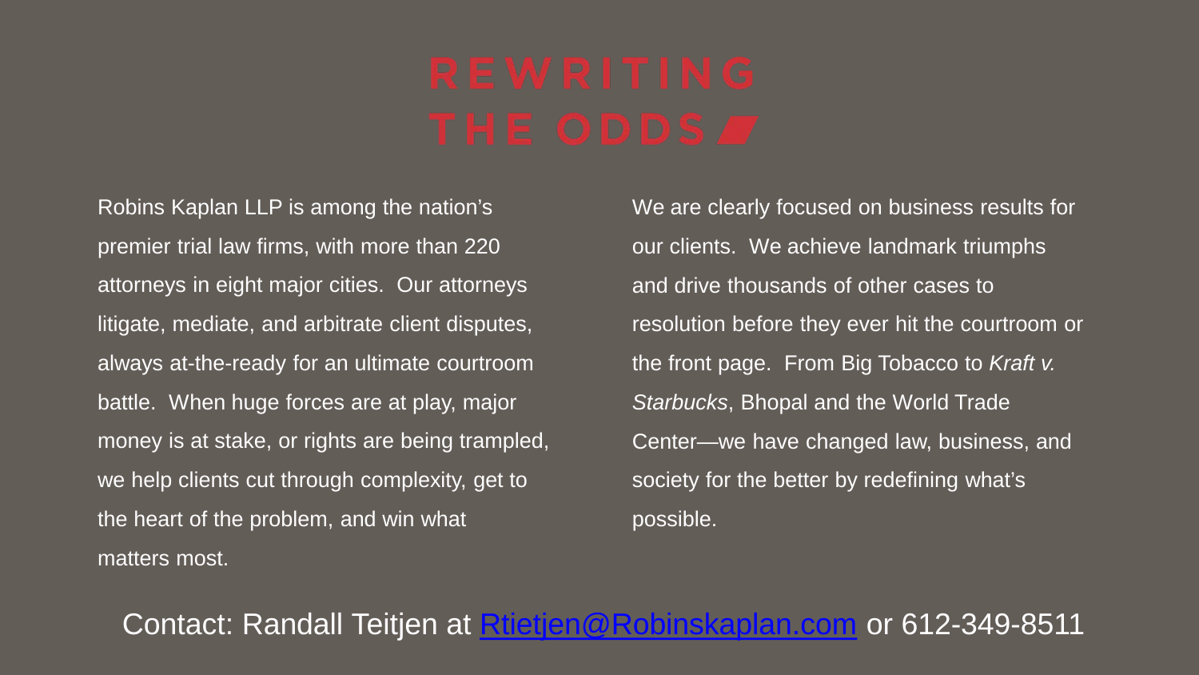# REWRITING THE ODDS

Robins Kaplan LLP is among the nation's premier trial law firms, with more than 220 attorneys in eight major cities. Our attorneys litigate, mediate, and arbitrate client disputes, always at-the-ready for an ultimate courtroom battle. When huge forces are at play, major money is at stake, or rights are being trampled, we help clients cut through complexity, get to the heart of the problem, and win what matters most.

We are clearly focused on business results for our clients. We achieve landmark triumphs and drive thousands of other cases to resolution before they ever hit the courtroom or the front page. From Big Tobacco to *Kraft v. Starbucks*, Bhopal and the World Trade Center—we have changed law, business, and society for the better by redefining what's possible.

Contact: Randall Teitjen at [Rtietjen@Robinskaplan.com](mailto:Rtietjen@Robinskaplan.com) or 612-349-8511